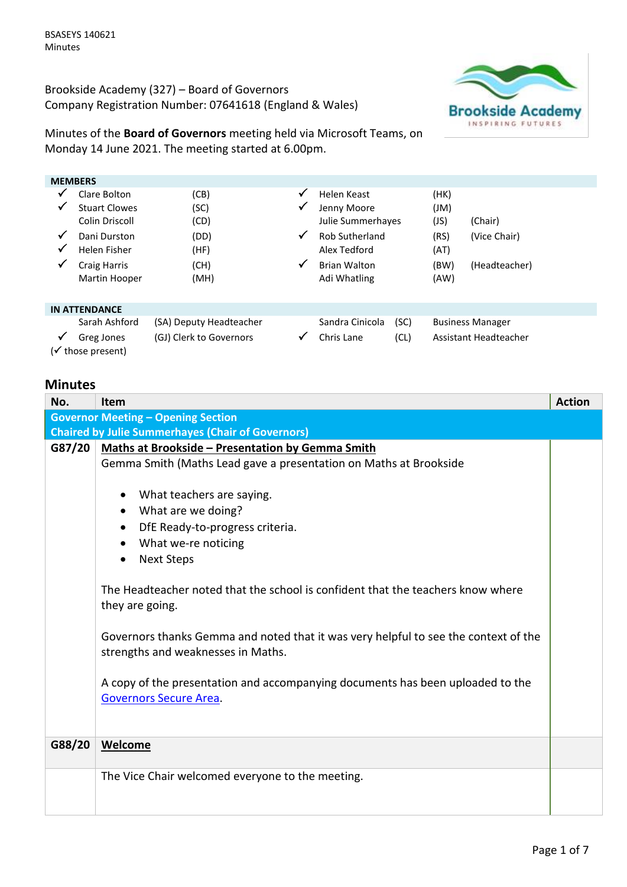BSASEYS 140621
Minutes

Brookside Academy (327) – Board of Governors
Company Registration Number: 07641618 (England & Wales)

Minutes of the **Board of Governors** meeting held via Microsoft Teams, on Monday 14 June 2021. The meeting started at 6.00pm.

**MEMBERS**

| | | | | | | | |
|---|---|---|---|---|---|---|---|
| ✓ | Clare Bolton | (CB) | | ✓ | Helen Keast | (HK) | |
| ✓ | Stuart Clowes | (SC) | | ✓ | Jenny Moore | (JM) | |
| | Colin Driscoll | (CD) | | | Julie Summerhayes | (JS) | (Chair) |
| ✓ | Dani Durston | (DD) | | ✓ | Rob Sutherland | (RS) | (Vice Chair) |
| ✓ | Helen Fisher | (HF) | | | Alex Tedford | (AT) | |
| ✓ | Craig Harris | (CH) | | ✓ | Brian Walton | (BW) | (Headteacher) |
| | Martin Hooper | (MH) | | | Adi Whatling | (AW) | |

**IN ATTENDANCE**

| | | | | | | |
|---|---|---|---|---|---|---|
| | Sarah Ashford | (SA) Deputy Headteacher | | Sandra Cinicola | (SC) | Business Manager |
| ✓ | Greg Jones | (GJ) Clerk to Governors | ✓ | Chris Lane | (CL) | Assistant Headteacher |

(✓ those present)

## Minutes

| No. | Item | Action |
|---|---|---|
| | **Governor Meeting – Opening Section**<br>**Chaired by Julie Summerhayes (Chair of Governors)** | |
| G87/20 | **Maths at Brookside – Presentation by Gemma Smith**<br>Gemma Smith (Maths Lead gave a presentation on Maths at Brookside<br><br>• What teachers are saying.<br>• What are we doing?<br>• DfE Ready-to-progress criteria.<br>• What we-re noticing<br>• Next Steps<br><br>The Headteacher noted that the school is confident that the teachers know where they are going.<br><br>Governors thanks Gemma and noted that it was very helpful to see the context of the strengths and weaknesses in Maths.<br><br>A copy of the presentation and accompanying documents has been uploaded to the Governors Secure Area. | |
| G88/20 | **Welcome** | |
| | The Vice Chair welcomed everyone to the meeting. | |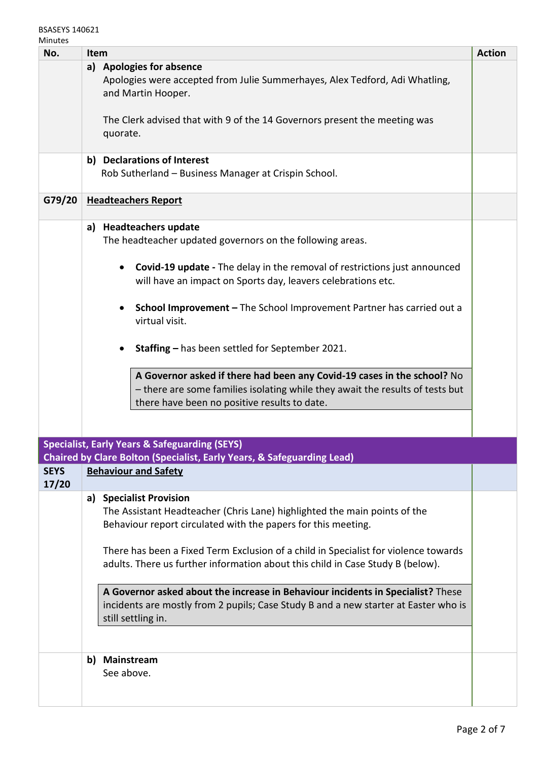BSASEYS 140621
Minutes

| No. | Item | Action |
|---|---|---|
| | **a) Apologies for absence**<br>Apologies were accepted from Julie Summerhayes, Alex Tedford, Adi Whatling, and Martin Hooper.<br><br>The Clerk advised that with 9 of the 14 Governors present the meeting was quorate. | |
| | **b) Declarations of Interest**<br>Rob Sutherland – Business Manager at Crispin School. | |
| G79/20 | **Headteachers Report** | |
| | **a) Headteachers update**<br>The headteacher updated governors on the following areas.<br><br>• **Covid-19 update -** The delay in the removal of restrictions just announced will have an impact on Sports day, leavers celebrations etc.<br><br>• **School Improvement –** The School Improvement Partner has carried out a virtual visit.<br><br>• **Staffing –** has been settled for September 2021.<br><br>**A Governor asked if there had been any Covid-19 cases in the school?** No – there are some families isolating while they await the results of tests but there have been no positive results to date. | |
| **Specialist, Early Years & Safeguarding (SEYS)** | **Chaired by Clare Bolton (Specialist, Early Years, & Safeguarding Lead)** | |
| SEYS 17/20 | **Behaviour and Safety** | |
| | **a) Specialist Provision**<br>The Assistant Headteacher (Chris Lane) highlighted the main points of the Behaviour report circulated with the papers for this meeting.<br><br>There has been a Fixed Term Exclusion of a child in Specialist for violence towards adults. There us further information about this child in Case Study B (below).<br><br>**A Governor asked about the increase in Behaviour incidents in Specialist?** These incidents are mostly from 2 pupils; Case Study B and a new starter at Easter who is still settling in. | |
| | **b) Mainstream**<br>See above. | |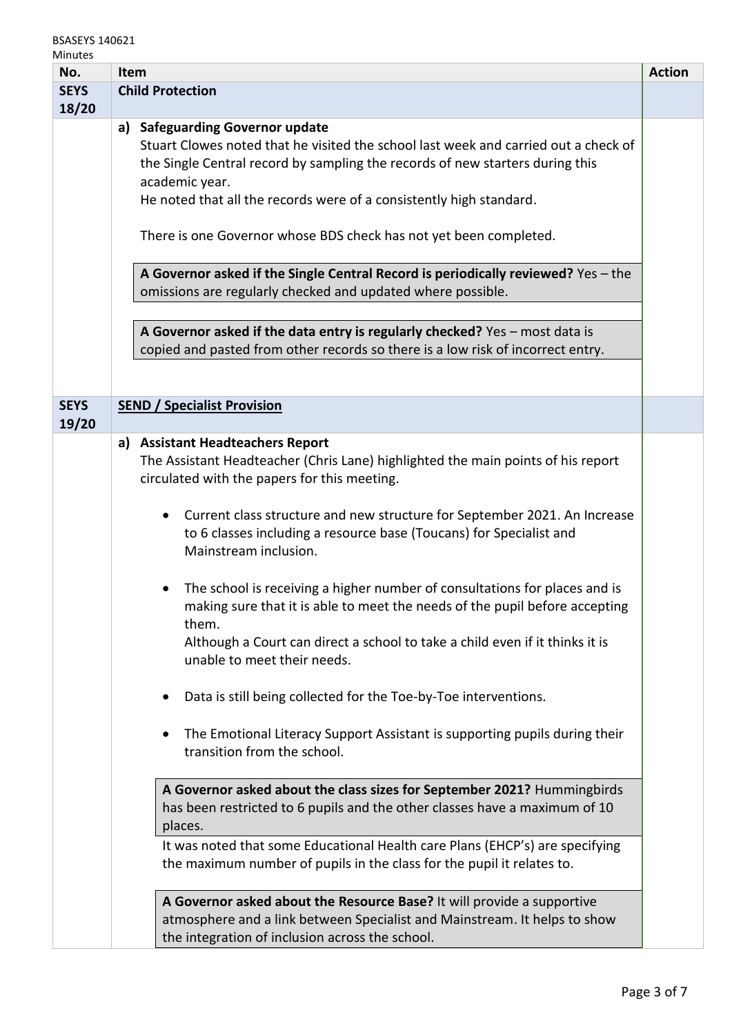| No. | Item | Action |
|---|---|---|
| **SEYS 18/20** | **Child Protection** | |
| | **a) Safeguarding Governor update**<br>Stuart Clowes noted that he visited the school last week and carried out a check of the Single Central record by sampling the records of new starters during this academic year.<br>He noted that all the records were of a consistently high standard.<br><br>There is one Governor whose BDS check has not yet been completed.<br><br>**A Governor asked if the Single Central Record is periodically reviewed?** Yes – the omissions are regularly checked and updated where possible.<br><br>**A Governor asked if the data entry is regularly checked?** Yes – most data is copied and pasted from other records so there is a low risk of incorrect entry. | |
| **SEYS 19/20** | **SEND / Specialist Provision** | |
| | **a) Assistant Headteachers Report**<br>The Assistant Headteacher (Chris Lane) highlighted the main points of his report circulated with the papers for this meeting.<br><br>• Current class structure and new structure for September 2021. An Increase to 6 classes including a resource base (Toucans) for Specialist and Mainstream inclusion.<br><br>• The school is receiving a higher number of consultations for places and is making sure that it is able to meet the needs of the pupil before accepting them.<br>Although a Court can direct a school to take a child even if it thinks it is unable to meet their needs.<br><br>• Data is still being collected for the Toe-by-Toe interventions.<br><br>• The Emotional Literacy Support Assistant is supporting pupils during their transition from the school.<br><br>**A Governor asked about the class sizes for September 2021?** Hummingbirds has been restricted to 6 pupils and the other classes have a maximum of 10 places.<br>It was noted that some Educational Health care Plans (EHCP's) are specifying the maximum number of pupils in the class for the pupil it relates to.<br><br>**A Governor asked about the Resource Base?** It will provide a supportive atmosphere and a link between Specialist and Mainstream. It helps to show the integration of inclusion across the school. | |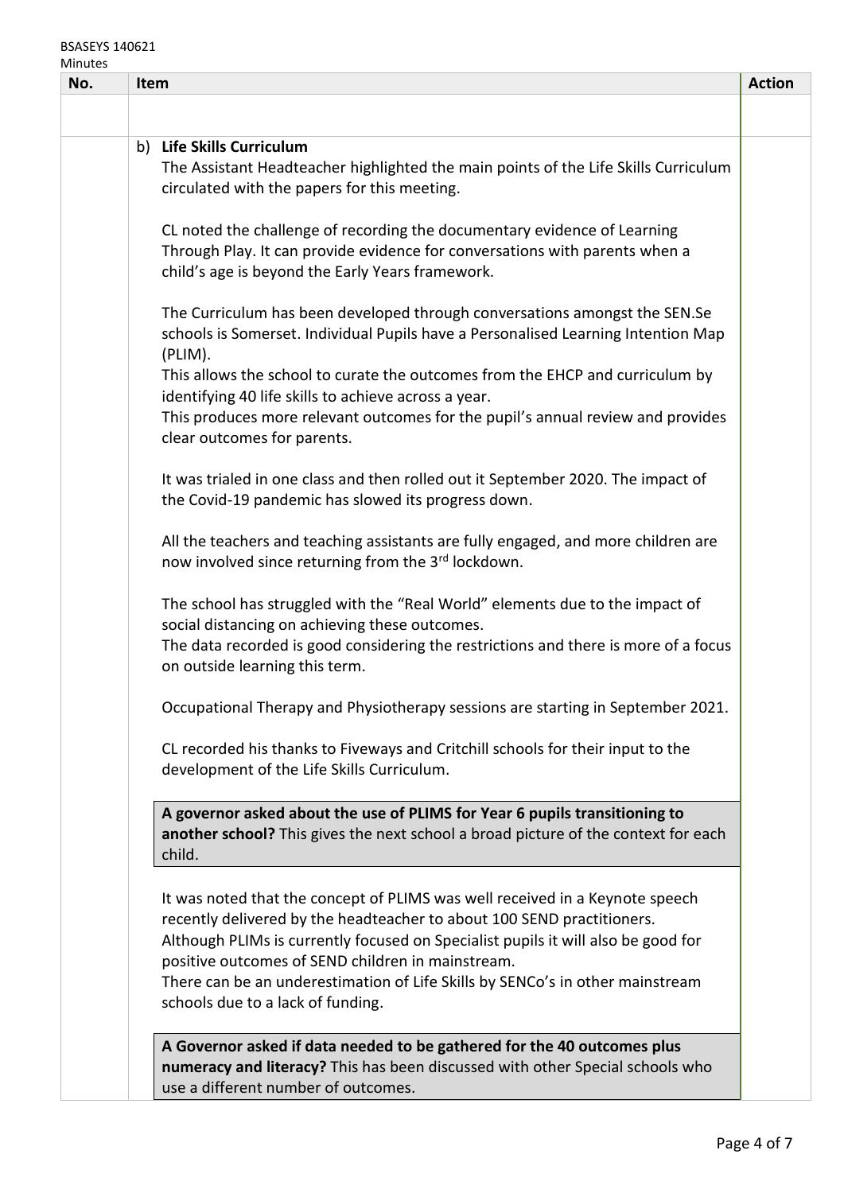| No. | Item | Action |
|---|---|---|
| | | |
| | b) **Life Skills Curriculum**<br>The Assistant Headteacher highlighted the main points of the Life Skills Curriculum circulated with the papers for this meeting.<br><br>CL noted the challenge of recording the documentary evidence of Learning Through Play. It can provide evidence for conversations with parents when a child's age is beyond the Early Years framework.<br><br>The Curriculum has been developed through conversations amongst the SEN.Se schools is Somerset. Individual Pupils have a Personalised Learning Intention Map (PLIM).<br>This allows the school to curate the outcomes from the EHCP and curriculum by identifying 40 life skills to achieve across a year.<br>This produces more relevant outcomes for the pupil's annual review and provides clear outcomes for parents.<br><br>It was trialed in one class and then rolled out it September 2020. The impact of the Covid-19 pandemic has slowed its progress down.<br><br>All the teachers and teaching assistants are fully engaged, and more children are now involved since returning from the 3rd lockdown.<br><br>The school has struggled with the "Real World" elements due to the impact of social distancing on achieving these outcomes.<br>The data recorded is good considering the restrictions and there is more of a focus on outside learning this term.<br><br>Occupational Therapy and Physiotherapy sessions are starting in September 2021.<br><br>CL recorded his thanks to Fiveways and Critchill schools for their input to the development of the Life Skills Curriculum.<br><br>**A governor asked about the use of PLIMS for Year 6 pupils transitioning to another school?** This gives the next school a broad picture of the context for each child.<br><br>It was noted that the concept of PLIMS was well received in a Keynote speech recently delivered by the headteacher to about 100 SEND practitioners.<br>Although PLIMs is currently focused on Specialist pupils it will also be good for positive outcomes of SEND children in mainstream.<br>There can be an underestimation of Life Skills by SENCo's in other mainstream schools due to a lack of funding.<br><br>**A Governor asked if data needed to be gathered for the 40 outcomes plus numeracy and literacy?** This has been discussed with other Special schools who use a different number of outcomes. | |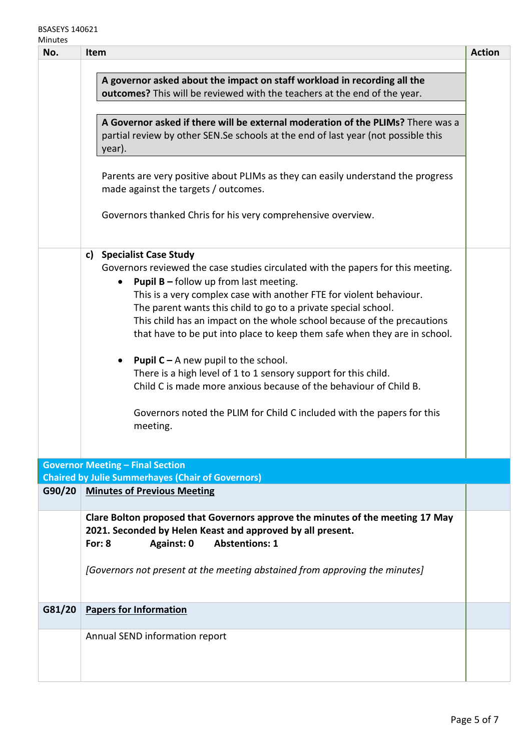| No. | Item | Action |
|---|---|---|
| | **A governor asked about the impact on staff workload in recording all the outcomes?** This will be reviewed with the teachers at the end of the year.<br><br>**A Governor asked if there will be external moderation of the PLIMs?** There was a partial review by other SEN.Se schools at the end of last year (not possible this year).<br><br>Parents are very positive about PLIMs as they can easily understand the progress made against the targets / outcomes.<br><br>Governors thanked Chris for his very comprehensive overview. | |
| | **c) Specialist Case Study**<br>Governors reviewed the case studies circulated with the papers for this meeting.<br>• **Pupil B –** follow up from last meeting. This is a very complex case with another FTE for violent behaviour. The parent wants this child to go to a private special school. This child has an impact on the whole school because of the precautions that have to be put into place to keep them safe when they are in school.<br>• **Pupil C –** A new pupil to the school. There is a high level of 1 to 1 sensory support for this child. Child C is made more anxious because of the behaviour of Child B.<br><br>Governors noted the PLIM for Child C included with the papers for this meeting. | |
| **Governor Meeting – Final Section**<br>**Chaired by Julie Summerhayes (Chair of Governors)** | | |
| G90/20 | **Minutes of Previous Meeting** | |
| | **Clare Bolton proposed that Governors approve the minutes of the meeting 17 May 2021. Seconded by Helen Keast and approved by all present.**<br>**For: 8 Against: 0 Abstentions: 1**<br><br>*[Governors not present at the meeting abstained from approving the minutes]* | |
| G81/20 | **Papers for Information** | |
| | Annual SEND information report | |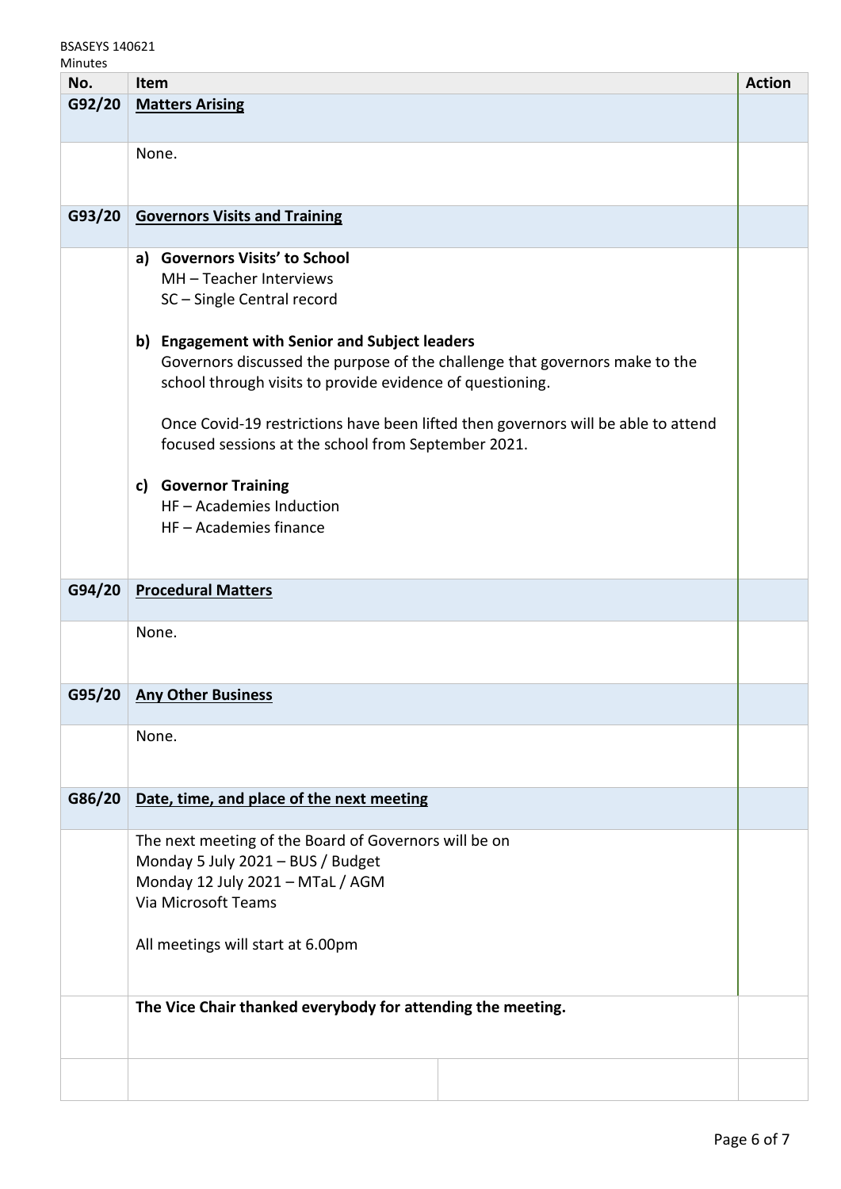| No. | Item | Action |
|---|---|---|
| G92/20 | **Matters Arising** | |
| | None. | |
| G93/20 | **Governors Visits and Training** | |
| | **a) Governors Visits' to School**<br>MH – Teacher Interviews<br>SC – Single Central record<br><br>**b) Engagement with Senior and Subject leaders**<br>Governors discussed the purpose of the challenge that governors make to the school through visits to provide evidence of questioning.<br><br>Once Covid-19 restrictions have been lifted then governors will be able to attend focused sessions at the school from September 2021.<br><br>**c) Governor Training**<br>HF – Academies Induction<br>HF – Academies finance | |
| G94/20 | **Procedural Matters** | |
| | None. | |
| G95/20 | **Any Other Business** | |
| | None. | |
| G86/20 | **Date, time, and place of the next meeting** | |
| | The next meeting of the Board of Governors will be on<br>Monday 5 July 2021 – BUS / Budget<br>Monday 12 July 2021 – MTaL / AGM<br>Via Microsoft Teams<br><br>All meetings will start at 6.00pm | |
| | **The Vice Chair thanked everybody for attending the meeting.** | |
| | | |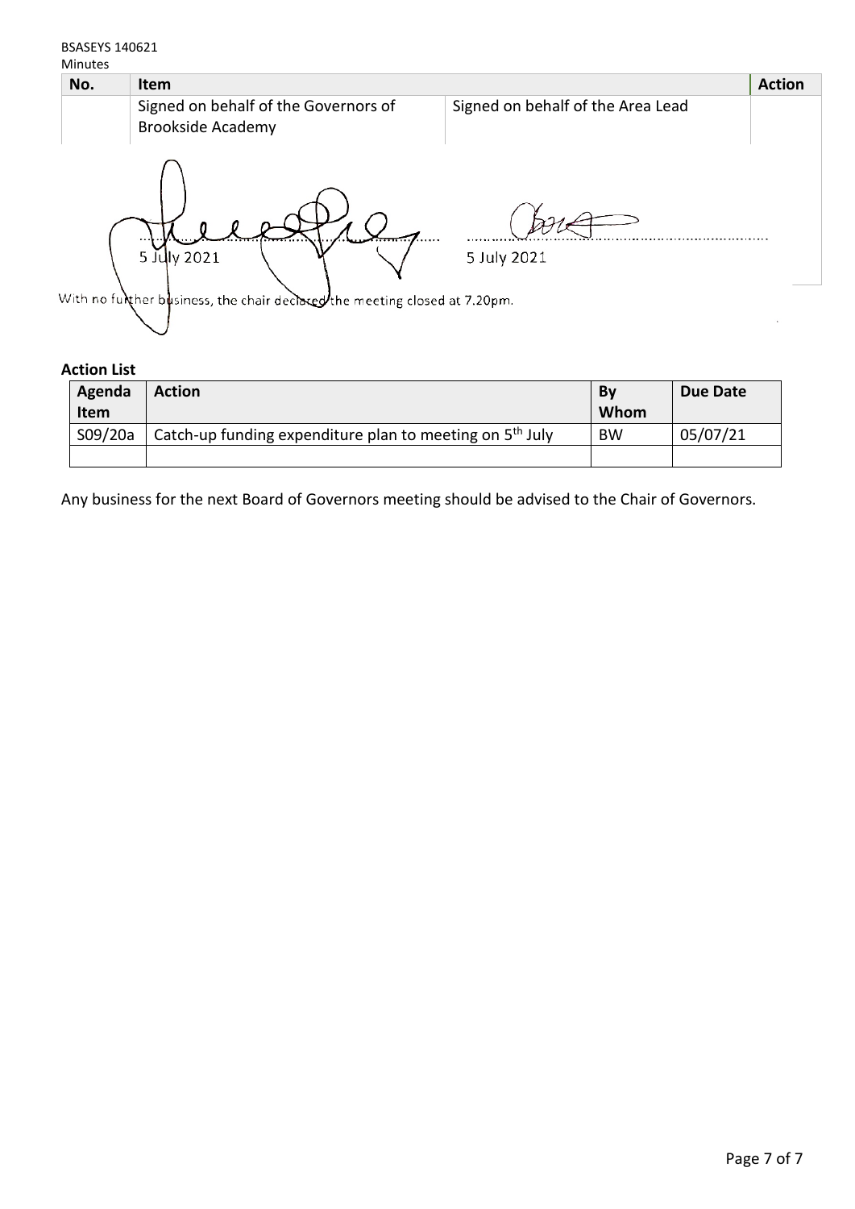| No. | Item | | Action |
|---|---|---|---|
| | Signed on behalf of the Governors of Brookside Academy | Signed on behalf of the Area Lead | |
| | 5 July 2021 | 5 July 2021 | |

With no further business, the chair declared the meeting closed at 7.20pm.

**Action List**

| Agenda Item | Action | By Whom | Due Date |
|---|---|---|---|
| S09/20a | Catch-up funding expenditure plan to meeting on 5th July | BW | 05/07/21 |
| | | | |

Any business for the next Board of Governors meeting should be advised to the Chair of Governors.